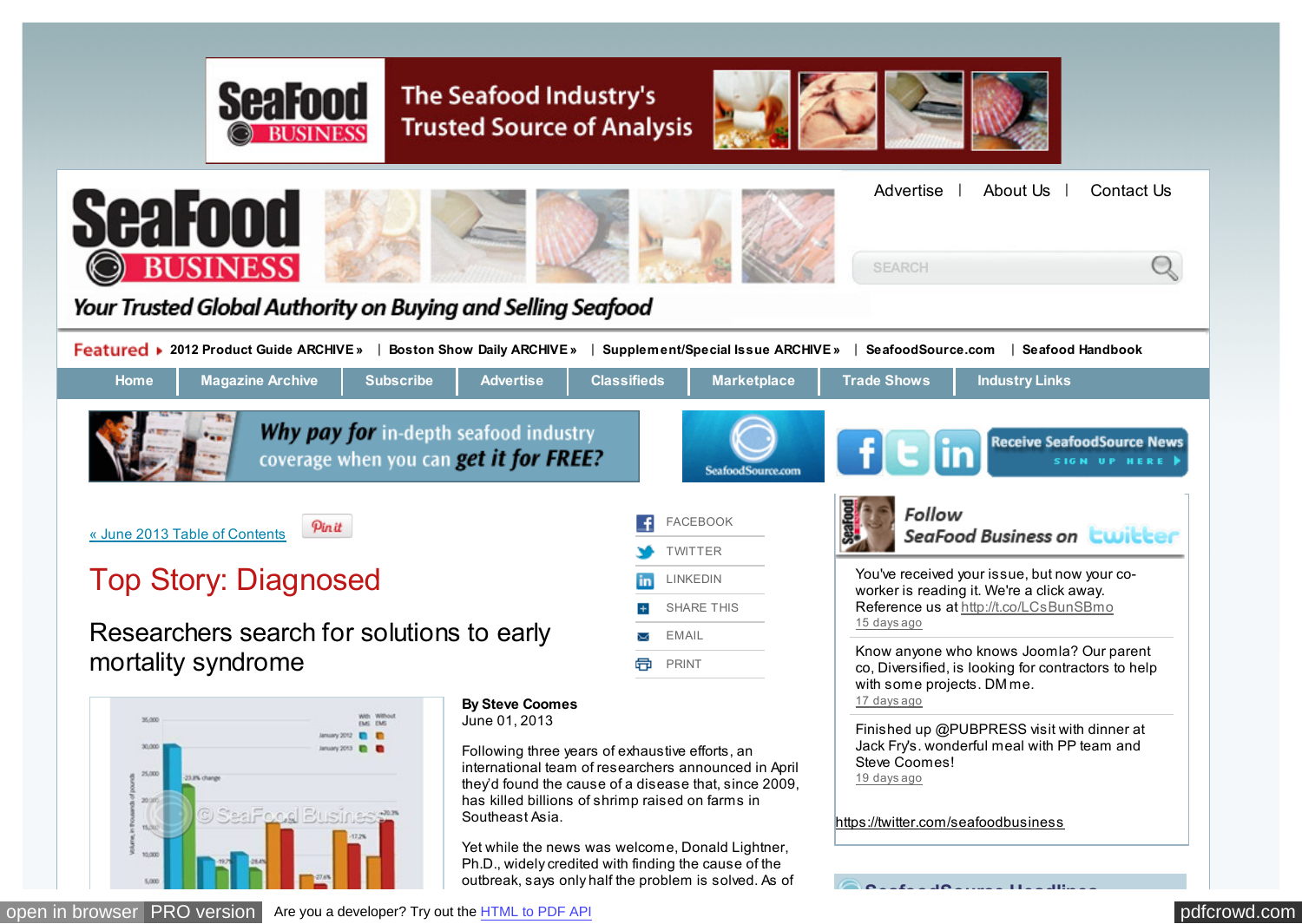Advertise | About Us | Contact Us

Your Trusted Global Authority on Buying and Selling Seafood

Featured ▸ 2012 Product Guide ARCHIVE » | Boston Show Daily ARCHIVE » | Supplement/Special Issue ARCHIVE » | SeafoodSource.com | Seafood Handbook

Home | Magazine Archive | Subscribe | Advertise | Classifieds | Marketplace | Trade Shows | Industry Links

« June 2013 Table of Contents

FACEBOOK
TWITTER
LINKEDIN
SHARE THIS
EMAIL
PRINT

# Top Story: Diagnosed

## Researchers search for solutions to early mortality syndrome

**By Steve Coomes**
June 01, 2013

Following three years of exhaustive efforts, an international team of researchers announced in April they'd found the cause of a disease that, since 2009, has killed billions of shrimp raised on farms in Southeast Asia.

Yet while the news was welcome, Donald Lightner, Ph.D., widely credited with finding the cause of the outbreak, says only half the problem is solved. As of

---

Follow SeaFood Business on twitter

You've received your issue, but now your co-worker is reading it. We're a click away. Reference us at http://t.co/LCsBunSBmo
15 days ago

Know anyone who knows Joomla? Our parent co, Diversified, is looking for contractors to help with some projects. DM me.
17 days ago

Finished up @PUBPRESS visit with dinner at Jack Fry's. wonderful meal with PP team and Steve Coomes!
19 days ago

https://twitter.com/seafoodbusiness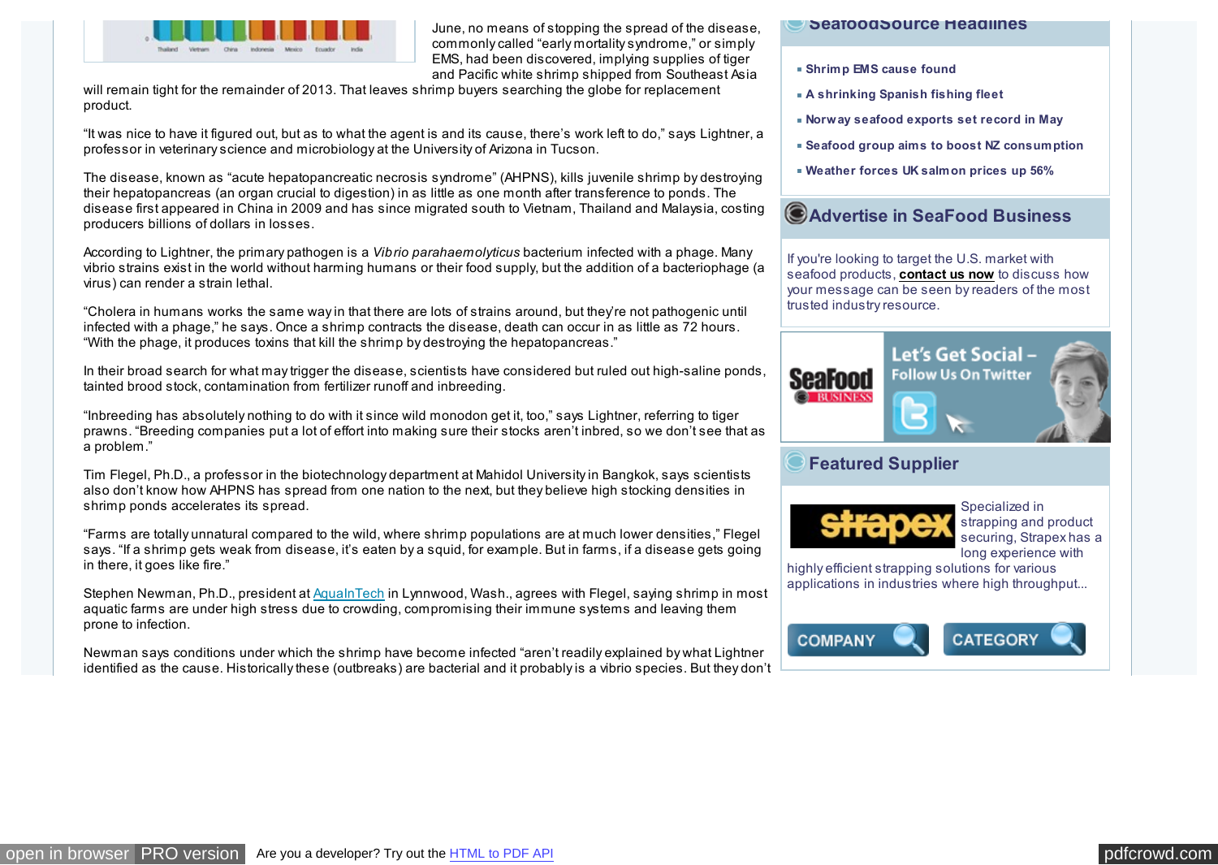June, no means of stopping the spread of the disease, commonly called "early mortality syndrome," or simply EMS, had been discovered, implying supplies of tiger and Pacific white shrimp shipped from Southeast Asia will remain tight for the remainder of 2013. That leaves shrimp buyers searching the globe for replacement product.

"It was nice to have it figured out, but as to what the agent is and its cause, there's work left to do," says Lightner, a professor in veterinary science and microbiology at the University of Arizona in Tucson.

The disease, known as "acute hepatopancreatic necrosis syndrome" (AHPNS), kills juvenile shrimp by destroying their hepatopancreas (an organ crucial to digestion) in as little as one month after transference to ponds. The disease first appeared in China in 2009 and has since migrated south to Vietnam, Thailand and Malaysia, costing producers billions of dollars in losses.

According to Lightner, the primary pathogen is a *Vibrio parahaemolyticus* bacterium infected with a phage. Many vibrio strains exist in the world without harming humans or their food supply, but the addition of a bacteriophage (a virus) can render a strain lethal.

"Cholera in humans works the same way in that there are lots of strains around, but they're not pathogenic until infected with a phage," he says. Once a shrimp contracts the disease, death can occur in as little as 72 hours. "With the phage, it produces toxins that kill the shrimp by destroying the hepatopancreas."

In their broad search for what may trigger the disease, scientists have considered but ruled out high-saline ponds, tainted brood stock, contamination from fertilizer runoff and inbreeding.

"Inbreeding has absolutely nothing to do with it since wild monodon get it, too," says Lightner, referring to tiger prawns. "Breeding companies put a lot of effort into making sure their stocks aren't inbred, so we don't see that as a problem."

Tim Flegel, Ph.D., a professor in the biotechnology department at Mahidol University in Bangkok, says scientists also don't know how AHPNS has spread from one nation to the next, but they believe high stocking densities in shrimp ponds accelerates its spread.

"Farms are totally unnatural compared to the wild, where shrimp populations are at much lower densities," Flegel says. "If a shrimp gets weak from disease, it's eaten by a squid, for example. But in farms, if a disease gets going in there, it goes like fire."

Stephen Newman, Ph.D., president at AquaInTech in Lynnwood, Wash., agrees with Flegel, saying shrimp in most aquatic farms are under high stress due to crowding, compromising their immune systems and leaving them prone to infection.

Newman says conditions under which the shrimp have become infected "aren't readily explained by what Lightner identified as the cause. Historically these (outbreaks) are bacterial and it probably is a vibrio species. But they don't

## SeafoodSource Headlines

- Shrimp EMS cause found
- A shrinking Spanish fishing fleet
- Norway seafood exports set record in May
- Seafood group aims to boost NZ consumption
- Weather forces UK salmon prices up 56%

## Advertise in SeaFood Business

If you're looking to target the U.S. market with seafood products, **contact us now** to discuss how your message can be seen by readers of the most trusted industry resource.

Let's Get Social – Follow Us On Twitter

## Featured Supplier

Specialized in strapping and product securing, Strapex has a long experience with highly efficient strapping solutions for various applications in industries where high throughput...

COMPANY CATEGORY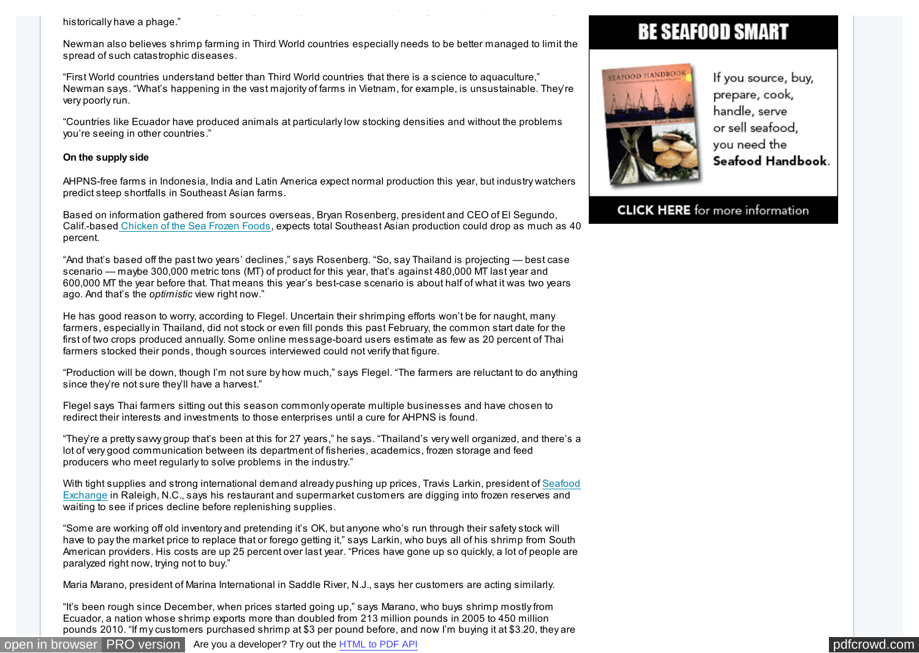historically have a phage."

Newman also believes shrimp farming in Third World countries especially needs to be better managed to limit the spread of such catastrophic diseases.

"First World countries understand better than Third World countries that there is a science to aquaculture," Newman says. "What's happening in the vast majority of farms in Vietnam, for example, is unsustainable. They're very poorly run.

"Countries like Ecuador have produced animals at particularly low stocking densities and without the problems you're seeing in other countries."

**On the supply side**

AHPNS-free farms in Indonesia, India and Latin America expect normal production this year, but industry watchers predict steep shortfalls in Southeast Asian farms.

Based on information gathered from sources overseas, Bryan Rosenberg, president and CEO of El Segundo, Calif.-based Chicken of the Sea Frozen Foods, expects total Southeast Asian production could drop as much as 40 percent.

"And that's based off the past two years' declines," says Rosenberg. "So, say Thailand is projecting — best case scenario — maybe 300,000 metric tons (MT) of product for this year, that's against 480,000 MT last year and 600,000 MT the year before that. That means this year's best-case scenario is about half of what it was two years ago. And that's the *optimistic* view right now."

He has good reason to worry, according to Flegel. Uncertain their shrimping efforts won't be for naught, many farmers, especially in Thailand, did not stock or even fill ponds this past February, the common start date for the first of two crops produced annually. Some online message-board users estimate as few as 20 percent of Thai farmers stocked their ponds, though sources interviewed could not verify that figure.

"Production will be down, though I'm not sure by how much," says Flegel. "The farmers are reluctant to do anything since they're not sure they'll have a harvest."

Flegel says Thai farmers sitting out this season commonly operate multiple businesses and have chosen to redirect their interests and investments to those enterprises until a cure for AHPNS is found.

"They're a pretty savvy group that's been at this for 27 years," he says. "Thailand's very well organized, and there's a lot of very good communication between its department of fisheries, academics, frozen storage and feed producers who meet regularly to solve problems in the industry."

With tight supplies and strong international demand already pushing up prices, Travis Larkin, president of Seafood Exchange in Raleigh, N.C., says his restaurant and supermarket customers are digging into frozen reserves and waiting to see if prices decline before replenishing supplies.

"Some are working off old inventory and pretending it's OK, but anyone who's run through their safety stock will have to pay the market price to replace that or forego getting it," says Larkin, who buys all of his shrimp from South American providers. His costs are up 25 percent over last year. "Prices have gone up so quickly, a lot of people are paralyzed right now, trying not to buy."

Maria Marano, president of Marina International in Saddle River, N.J., says her customers are acting similarly.

"It's been rough since December, when prices started going up," says Marano, who buys shrimp mostly from Ecuador, a nation whose shrimp exports more than doubled from 213 million pounds in 2005 to 450 million pounds 2010. "If my customers purchased shrimp at $3 per pound before, and now I'm buying it at $3.20, they are

**BE SEAFOOD SMART**

If you source, buy, prepare, cook, handle, serve or sell seafood, you need the **Seafood Handbook**.

**CLICK HERE** for more information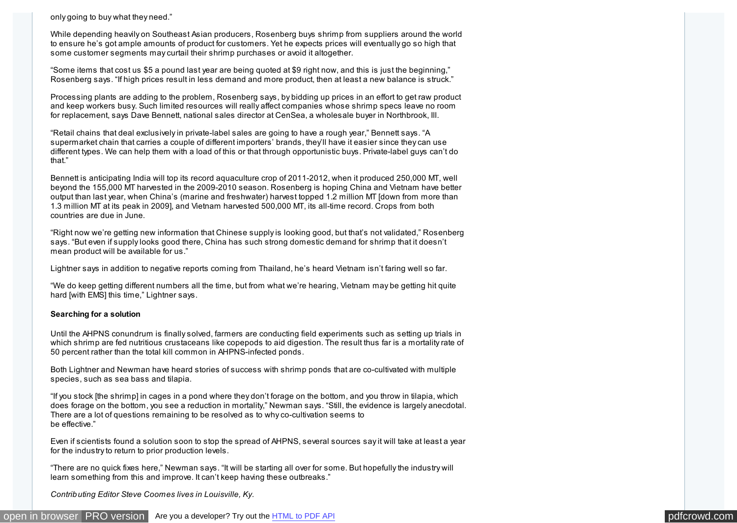only going to buy what they need."

While depending heavily on Southeast Asian producers, Rosenberg buys shrimp from suppliers around the world to ensure he's got ample amounts of product for customers. Yet he expects prices will eventually go so high that some customer segments may curtail their shrimp purchases or avoid it altogether.

"Some items that cost us $5 a pound last year are being quoted at $9 right now, and this is just the beginning," Rosenberg says. "If high prices result in less demand and more product, then at least a new balance is struck."

Processing plants are adding to the problem, Rosenberg says, by bidding up prices in an effort to get raw product and keep workers busy. Such limited resources will really affect companies whose shrimp specs leave no room for replacement, says Dave Bennett, national sales director at CenSea, a wholesale buyer in Northbrook, Ill.

"Retail chains that deal exclusively in private-label sales are going to have a rough year," Bennett says. "A supermarket chain that carries a couple of different importers' brands, they'll have it easier since they can use different types. We can help them with a load of this or that through opportunistic buys. Private-label guys can't do that."

Bennett is anticipating India will top its record aquaculture crop of 2011-2012, when it produced 250,000 MT, well beyond the 155,000 MT harvested in the 2009-2010 season. Rosenberg is hoping China and Vietnam have better output than last year, when China's (marine and freshwater) harvest topped 1.2 million MT [down from more than 1.3 million MT at its peak in 2009], and Vietnam harvested 500,000 MT, its all-time record. Crops from both countries are due in June.

"Right now we're getting new information that Chinese supply is looking good, but that's not validated," Rosenberg says. "But even if supply looks good there, China has such strong domestic demand for shrimp that it doesn't mean product will be available for us."

Lightner says in addition to negative reports coming from Thailand, he's heard Vietnam isn't faring well so far.

"We do keep getting different numbers all the time, but from what we're hearing, Vietnam may be getting hit quite hard [with EMS] this time," Lightner says.

**Searching for a solution**

Until the AHPNS conundrum is finally solved, farmers are conducting field experiments such as setting up trials in which shrimp are fed nutritious crustaceans like copepods to aid digestion. The result thus far is a mortality rate of 50 percent rather than the total kill common in AHPNS-infected ponds.

Both Lightner and Newman have heard stories of success with shrimp ponds that are co-cultivated with multiple species, such as sea bass and tilapia.

"If you stock [the shrimp] in cages in a pond where they don't forage on the bottom, and you throw in tilapia, which does forage on the bottom, you see a reduction in mortality," Newman says. "Still, the evidence is largely anecdotal. There are a lot of questions remaining to be resolved as to why co-cultivation seems to be effective."

Even if scientists found a solution soon to stop the spread of AHPNS, several sources say it will take at least a year for the industry to return to prior production levels.

"There are no quick fixes here," Newman says. "It will be starting all over for some. But hopefully the industry will learn something from this and improve. It can't keep having these outbreaks."

*Contributing Editor Steve Coomes lives in Louisville, Ky.*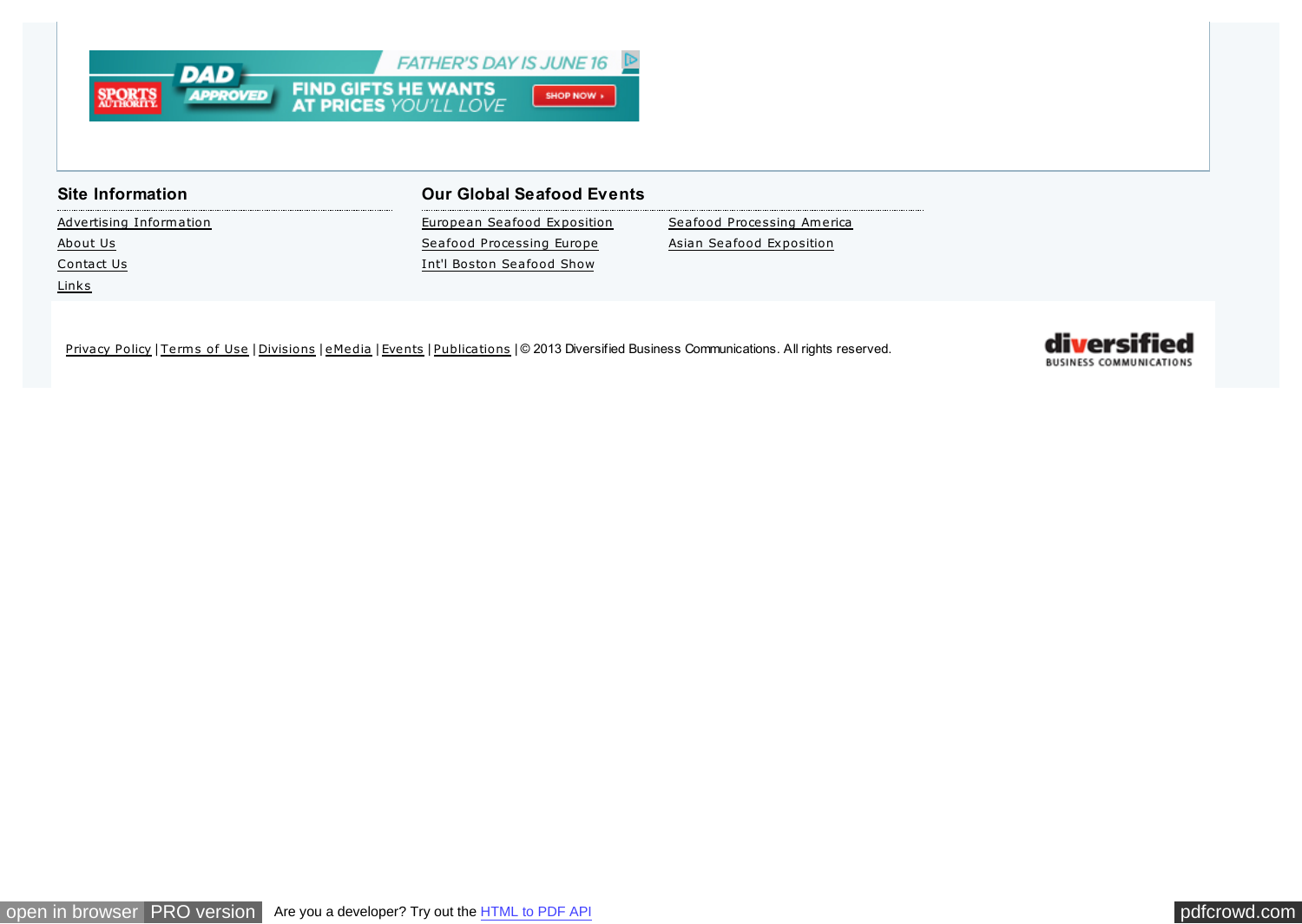## Site Information

- Advertising Information
- About Us
- Contact Us
- Links

## Our Global Seafood Events

- European Seafood Exposition
- Seafood Processing Europe
- Int'l Boston Seafood Show
- Seafood Processing America
- Asian Seafood Exposition

Privacy Policy | Terms of Use | Divisions | eMedia | Events | Publications | © 2013 Diversified Business Communications. All rights reserved.